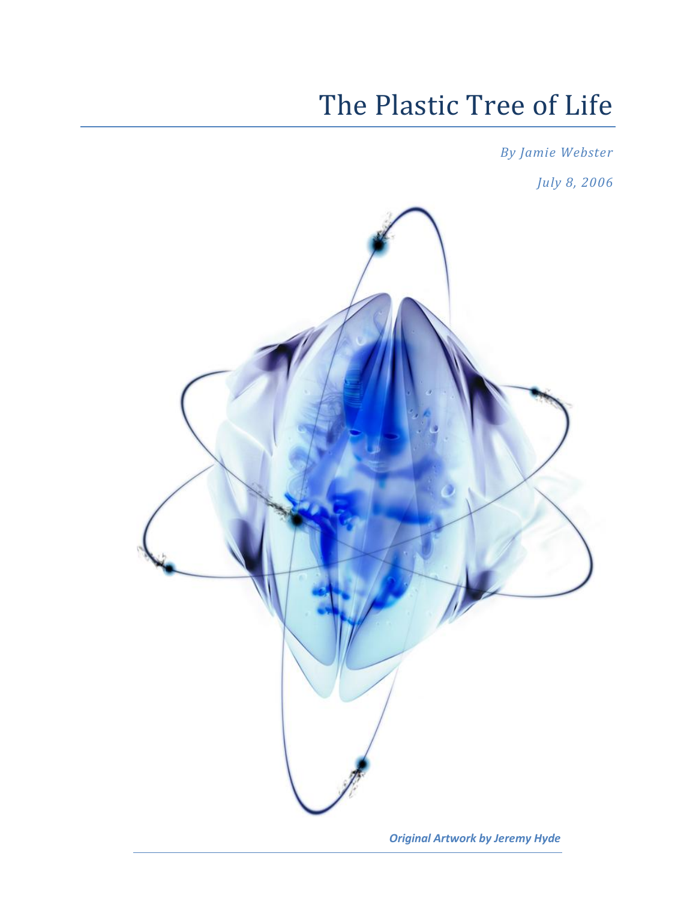# The Plastic Tree of Life

*By Jamie Webster*

*July 8, 2006*

***Original Artwork by Jeremy Hyde***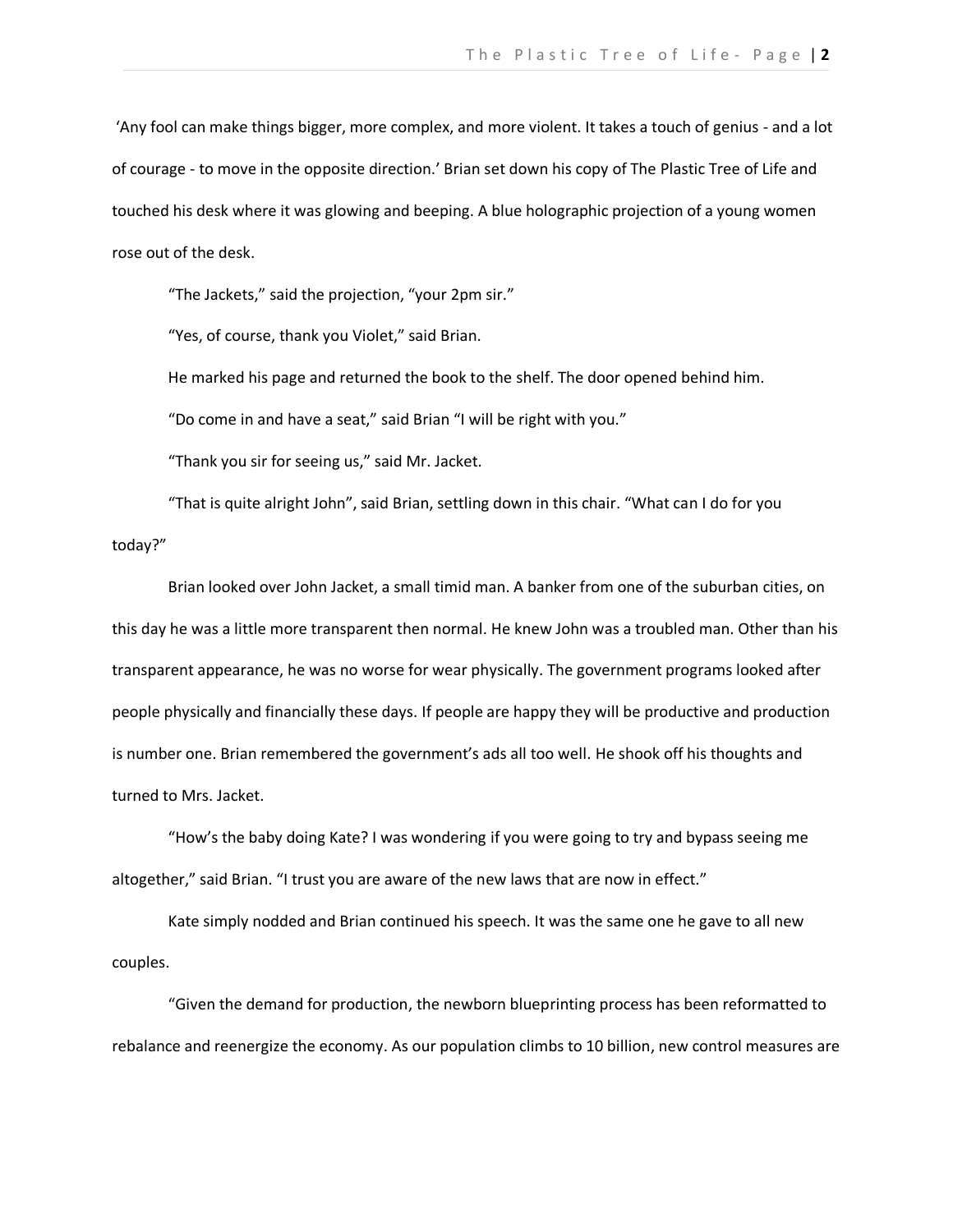'Any fool can make things bigger, more complex, and more violent. It takes a touch of genius - and a lot of courage - to move in the opposite direction.' Brian set down his copy of The Plastic Tree of Life and touched his desk where it was glowing and beeping. A blue holographic projection of a young women rose out of the desk.

"The Jackets," said the projection, "your 2pm sir."

"Yes, of course, thank you Violet," said Brian.

He marked his page and returned the book to the shelf. The door opened behind him.

"Do come in and have a seat," said Brian "I will be right with you."

"Thank you sir for seeing us," said Mr. Jacket.

"That is quite alright John", said Brian, settling down in this chair. "What can I do for you today?"

Brian looked over John Jacket, a small timid man. A banker from one of the suburban cities, on this day he was a little more transparent then normal. He knew John was a troubled man. Other than his transparent appearance, he was no worse for wear physically. The government programs looked after people physically and financially these days. If people are happy they will be productive and production is number one. Brian remembered the government's ads all too well. He shook off his thoughts and turned to Mrs. Jacket.

"How's the baby doing Kate? I was wondering if you were going to try and bypass seeing me altogether," said Brian. "I trust you are aware of the new laws that are now in effect."

Kate simply nodded and Brian continued his speech. It was the same one he gave to all new couples.

"Given the demand for production, the newborn blueprinting process has been reformatted to rebalance and reenergize the economy. As our population climbs to 10 billion, new control measures are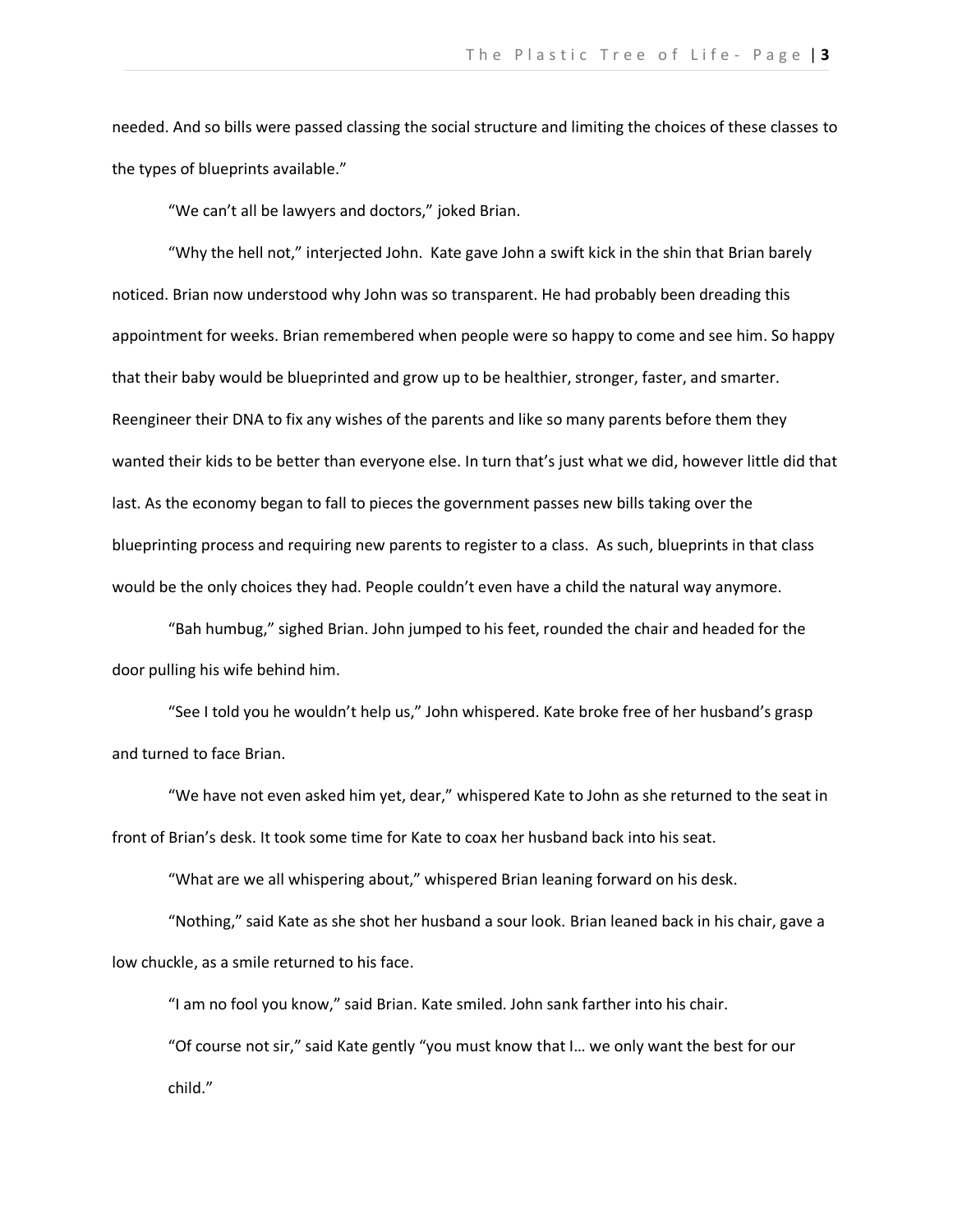needed. And so bills were passed classing the social structure and limiting the choices of these classes to the types of blueprints available."

"We can't all be lawyers and doctors," joked Brian.

"Why the hell not," interjected John. Kate gave John a swift kick in the shin that Brian barely noticed. Brian now understood why John was so transparent. He had probably been dreading this appointment for weeks. Brian remembered when people were so happy to come and see him. So happy that their baby would be blueprinted and grow up to be healthier, stronger, faster, and smarter. Reengineer their DNA to fix any wishes of the parents and like so many parents before them they wanted their kids to be better than everyone else. In turn that's just what we did, however little did that last. As the economy began to fall to pieces the government passes new bills taking over the blueprinting process and requiring new parents to register to a class. As such, blueprints in that class would be the only choices they had. People couldn't even have a child the natural way anymore.

"Bah humbug," sighed Brian. John jumped to his feet, rounded the chair and headed for the door pulling his wife behind him.

"See I told you he wouldn't help us," John whispered. Kate broke free of her husband's grasp and turned to face Brian.

"We have not even asked him yet, dear," whispered Kate to John as she returned to the seat in front of Brian's desk. It took some time for Kate to coax her husband back into his seat.

"What are we all whispering about," whispered Brian leaning forward on his desk.

"Nothing," said Kate as she shot her husband a sour look. Brian leaned back in his chair, gave a low chuckle, as a smile returned to his face.

"I am no fool you know," said Brian. Kate smiled. John sank farther into his chair.

"Of course not sir," said Kate gently "you must know that I… we only want the best for our child."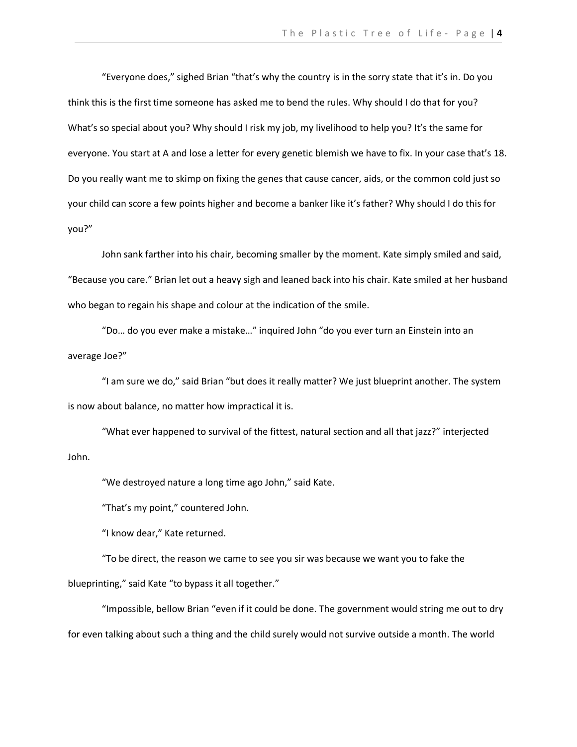“Everyone does,” sighed Brian “that’s why the country is in the sorry state that it’s in. Do you think this is the first time someone has asked me to bend the rules. Why should I do that for you? What’s so special about you? Why should I risk my job, my livelihood to help you? It’s the same for everyone. You start at A and lose a letter for every genetic blemish we have to fix. In your case that’s 18. Do you really want me to skimp on fixing the genes that cause cancer, aids, or the common cold just so your child can score a few points higher and become a banker like it’s father? Why should I do this for you?”

John sank farther into his chair, becoming smaller by the moment. Kate simply smiled and said, “Because you care.” Brian let out a heavy sigh and leaned back into his chair. Kate smiled at her husband who began to regain his shape and colour at the indication of the smile.

“Do… do you ever make a mistake…” inquired John “do you ever turn an Einstein into an average Joe?”

“I am sure we do,” said Brian “but does it really matter? We just blueprint another. The system is now about balance, no matter how impractical it is.

“What ever happened to survival of the fittest, natural section and all that jazz?” interjected John.

“We destroyed nature a long time ago John,” said Kate.

“That’s my point,” countered John.

“I know dear,” Kate returned.

“To be direct, the reason we came to see you sir was because we want you to fake the blueprinting,” said Kate “to bypass it all together.”

“Impossible, bellow Brian “even if it could be done. The government would string me out to dry for even talking about such a thing and the child surely would not survive outside a month. The world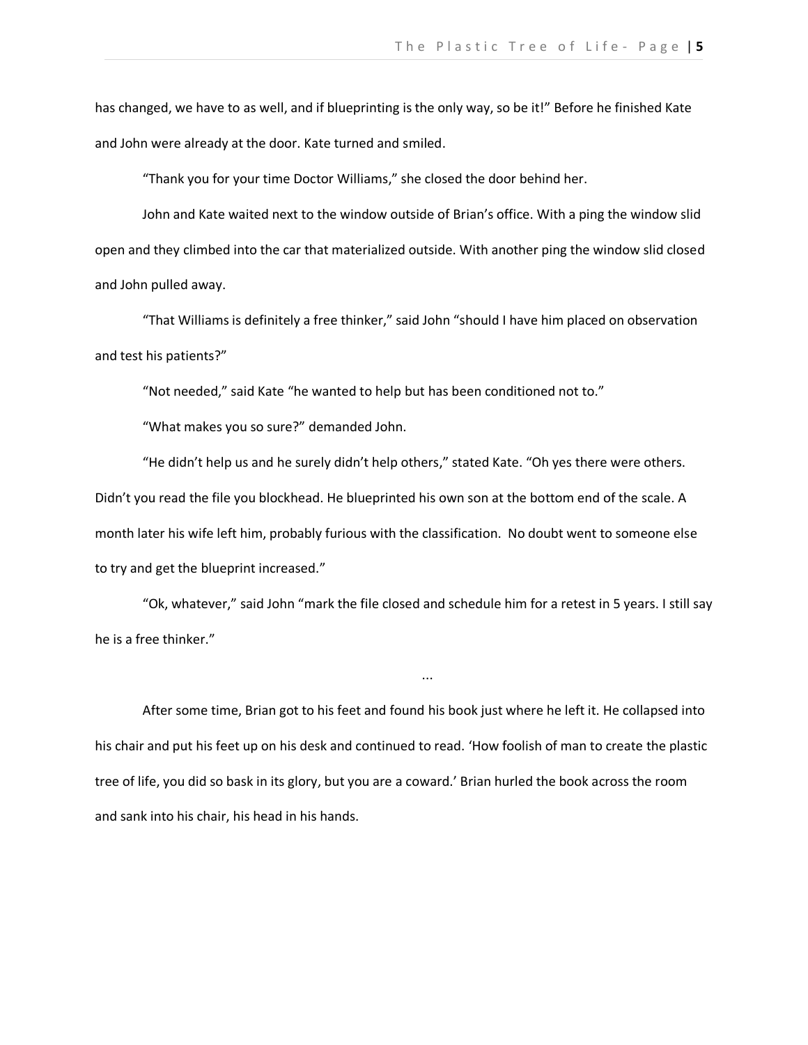has changed, we have to as well, and if blueprinting is the only way, so be it!" Before he finished Kate and John were already at the door. Kate turned and smiled.

"Thank you for your time Doctor Williams," she closed the door behind her.

John and Kate waited next to the window outside of Brian's office. With a ping the window slid open and they climbed into the car that materialized outside. With another ping the window slid closed and John pulled away.

"That Williams is definitely a free thinker," said John "should I have him placed on observation and test his patients?"

"Not needed," said Kate "he wanted to help but has been conditioned not to."

"What makes you so sure?" demanded John.

"He didn't help us and he surely didn't help others," stated Kate. "Oh yes there were others. Didn't you read the file you blockhead. He blueprinted his own son at the bottom end of the scale. A month later his wife left him, probably furious with the classification. No doubt went to someone else to try and get the blueprint increased."

"Ok, whatever," said John "mark the file closed and schedule him for a retest in 5 years. I still say he is a free thinker."

...

After some time, Brian got to his feet and found his book just where he left it. He collapsed into his chair and put his feet up on his desk and continued to read. 'How foolish of man to create the plastic tree of life, you did so bask in its glory, but you are a coward.' Brian hurled the book across the room and sank into his chair, his head in his hands.